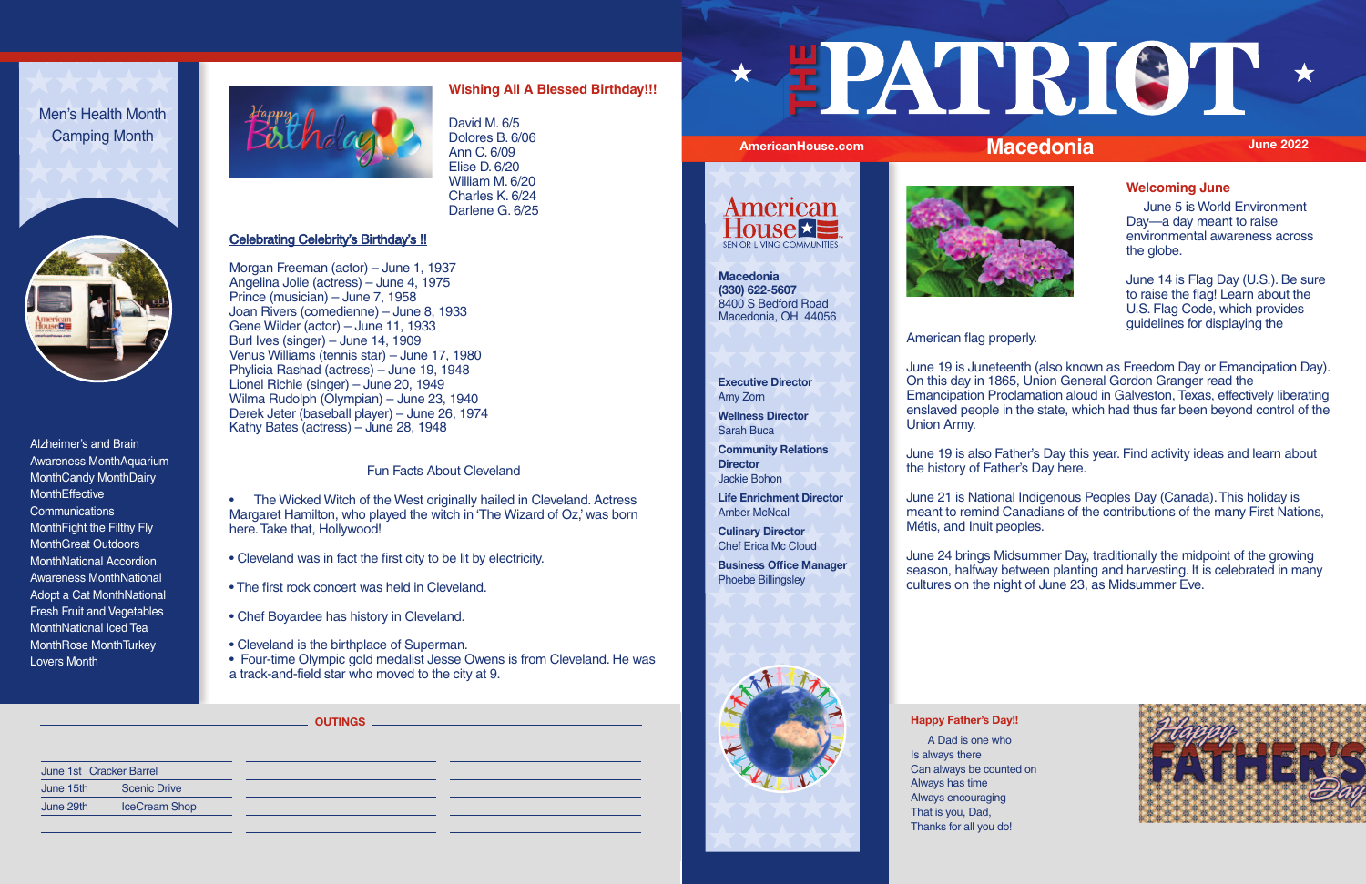# THE PATRIOT

AmericanHouse.com | **Macedonia** | June 2022

American House SENIOR LIVING COMMUNITIES

**Macedonia**
**(330) 622-5607**
8400 S Bedford Road
Macedonia, OH 44056

**Executive Director**
Amy Zorn

**Wellness Director**
Sarah Buca

**Community Relations Director**
Jackie Bohon

**Life Enrichment Director**
Amber McNeal

**Culinary Director**
Chef Erica Mc Cloud

**Business Office Manager**
Phoebe Billingsley

## Welcoming June

June 5 is World Environment Day—a day meant to raise environmental awareness across the globe.

June 14 is Flag Day (U.S.). Be sure to raise the flag! Learn about the U.S. Flag Code, which provides guidelines for displaying the American flag properly.

June 19 is Juneteenth (also known as Freedom Day or Emancipation Day). On this day in 1865, Union General Gordon Granger read the Emancipation Proclamation aloud in Galveston, Texas, effectively liberating enslaved people in the state, which had thus far been beyond control of the Union Army.

June 19 is also Father's Day this year. Find activity ideas and learn about the history of Father's Day here.

June 21 is National Indigenous Peoples Day (Canada). This holiday is meant to remind Canadians of the contributions of the many First Nations, Métis, and Inuit peoples.

June 24 brings Midsummer Day, traditionally the midpoint of the growing season, halfway between planting and harvesting. It is celebrated in many cultures on the night of June 23, as Midsummer Eve.

## Happy Father's Day!!

A Dad is one who
Is always there
Can always be counted on
Always has time
Always encouraging
That is you, Dad,
Thanks for all you do!

---

Men's Health Month
Camping Month

Alzheimer's and Brain Awareness Month
Aquarium Month
Candy Month
Dairy Month
Effective Communications Month
Fight the Filthy Fly Month
Great Outdoors Month
National Accordion Awareness Month
National Adopt a Cat Month
National Fresh Fruit and Vegetables Month
National Iced Tea Month
Rose Month
Turkey Lovers Month

## Wishing All A Blessed Birthday!!!

David M. 6/5
Dolores B. 6/06
Ann C. 6/09
Elise D. 6/20
William M. 6/20
Charles K. 6/24
Darlene G. 6/25

## Celebrating Celebrity's Birthday's !!

Morgan Freeman (actor) – June 1, 1937
Angelina Jolie (actress) – June 4, 1975
Prince (musician) – June 7, 1958
Joan Rivers (comedienne) – June 8, 1933
Gene Wilder (actor) – June 11, 1933
Burl Ives (singer) – June 14, 1909
Venus Williams (tennis star) – June 17, 1980
Phylicia Rashad (actress) – June 19, 1948
Lionel Richie (singer) – June 20, 1949
Wilma Rudolph (Olympian) – June 23, 1940
Derek Jeter (baseball player) – June 26, 1974
Kathy Bates (actress) – June 28, 1948

## Fun Facts About Cleveland

- The Wicked Witch of the West originally hailed in Cleveland. Actress Margaret Hamilton, who played the witch in 'The Wizard of Oz,' was born here. Take that, Hollywood!
- Cleveland was in fact the first city to be lit by electricity.
- The first rock concert was held in Cleveland.
- Chef Boyardee has history in Cleveland.
- Cleveland is the birthplace of Superman.
- Four-time Olympic gold medalist Jesse Owens is from Cleveland. He was a track-and-field star who moved to the city at 9.

## OUTINGS

| Date | Outing |
|---|---|
| June 1st | Cracker Barrel |
| June 15th | Scenic Drive |
| June 29th | IceCream Shop |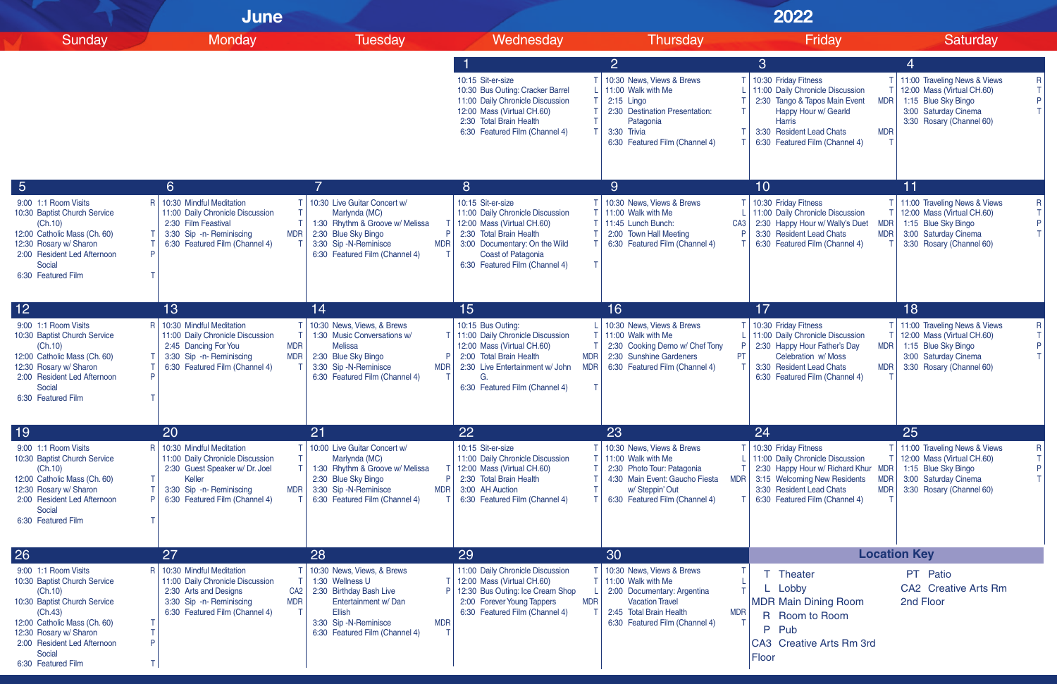# June 2022

| Sunday | Monday | Tuesday | Wednesday | Thursday | Friday | Saturday |
|---|---|---|---|---|---|---|
| | | | **1**<br>10:15 Sit-er-size T<br>10:30 Bus Outing: Cracker Barrel L<br>11:00 Daily Chronicle Discussion T<br>12:00 Mass (Virtual CH.60) T<br>2:30 Total Brain Health T<br>6:30 Featured Film (Channel 4) T | **2**<br>10:30 News, Views & Brews T<br>11:00 Walk with Me L<br>2:15 Lingo T<br>2:30 Destination Presentation: Patagonia T<br>3:30 Trivia T<br>6:30 Featured Film (Channel 4) T | **3**<br>10:30 Friday Fitness T<br>11:00 Daily Chronicle Discussion T<br>2:30 Tango & Tapos Main Event Happy Hour w/ Gearld Harris MDR<br>3:30 Resident Lead Chats MDR<br>6:30 Featured Film (Channel 4) T | **4**<br>11:00 Traveling News & Views R<br>12:00 Mass (Virtual CH.60) T<br>1:15 Blue Sky Bingo P<br>3:00 Saturday Cinema T<br>3:30 Rosary (Channel 60) |
| **5**<br>9:00 1:1 Room Visits R<br>10:30 Baptist Church Service (Ch.10)<br>12:00 Catholic Mass (Ch. 60) T<br>12:30 Rosary w/ Sharon T<br>2:00 Resident Led Afternoon Social P<br>6:30 Featured Film T | **6**<br>10:30 Mindful Meditation T<br>11:00 Daily Chronicle Discussion T<br>2:30 Film Feastival T<br>3:30 Sip -n- Reminiscing MDR<br>6:30 Featured Film (Channel 4) T | **7**<br>10:30 Live Guitar Concert w/ Marlynda (MC)<br>1:30 Rhythm & Groove w/ Melissa T<br>2:30 Blue Sky Bingo P<br>3:30 Sip -N-Reminisce MDR<br>6:30 Featured Film (Channel 4) T | **8**<br>10:15 Sit-er-size T<br>11:00 Daily Chronicle Discussion T<br>12:00 Mass (Virtual CH.60) T<br>2:30 Total Brain Health T<br>3:00 Documentary: On the Wild Coast of Patagonia T<br>6:30 Featured Film (Channel 4) T | **9**<br>10:30 News, Views & Brews T<br>11:00 Walk with Me L<br>11:45 Lunch Bunch: CA3<br>2:00 Town Hall Meeting P<br>6:30 Featured Film (Channel 4) T | **10**<br>10:30 Friday Fitness T<br>11:00 Daily Chronicle Discussion T<br>2:30 Happy Hour w/ Wally's Duet MDR<br>3:30 Resident Lead Chats MDR<br>6:30 Featured Film (Channel 4) T | **11**<br>11:00 Traveling News & Views R<br>12:00 Mass (Virtual CH.60) T<br>1:15 Blue Sky Bingo P<br>3:00 Saturday Cinema T<br>3:30 Rosary (Channel 60) |
| **12**<br>9:00 1:1 Room Visits R<br>10:30 Baptist Church Service (Ch.10)<br>12:00 Catholic Mass (Ch. 60) T<br>12:30 Rosary w/ Sharon T<br>2:00 Resident Led Afternoon Social P<br>6:30 Featured Film T | **13**<br>10:30 Mindful Meditation T<br>11:00 Daily Chronicle Discussion T<br>2:45 Dancing For You MDR<br>3:30 Sip -n- Reminiscing MDR<br>6:30 Featured Film (Channel 4) T | **14**<br>10:30 News, Views, & Brews<br>1:30 Music Conversations w/ Melissa T<br>2:30 Blue Sky Bingo P<br>3:30 Sip -N-Reminisce MDR<br>6:30 Featured Film (Channel 4) T | **15**<br>10:15 Bus Outing: L<br>11:00 Daily Chronicle Discussion T<br>12:00 Mass (Virtual CH.60) T<br>2:00 Total Brain Health MDR<br>2:30 Live Entertainment w/ John G. MDR<br>6:30 Featured Film (Channel 4) T | **16**<br>10:30 News, Views & Brews T<br>11:00 Walk with Me L<br>2:30 Cooking Demo w/ Chef Tony P<br>2:30 Sunshine Gardeners PT<br>6:30 Featured Film (Channel 4) T | **17**<br>10:30 Friday Fitness T<br>11:00 Daily Chronicle Discussion T<br>2:30 Happy Hour Father's Day Celebration w/ Moss MDR<br>3:30 Resident Lead Chats MDR<br>6:30 Featured Film (Channel 4) T | **18**<br>11:00 Traveling News & Views R<br>12:00 Mass (Virtual CH.60) T<br>1:15 Blue Sky Bingo P<br>3:00 Saturday Cinema T<br>3:30 Rosary (Channel 60) |
| **19**<br>9:00 1:1 Room Visits R<br>10:30 Baptist Church Service (Ch.10)<br>12:00 Catholic Mass (Ch. 60) T<br>12:30 Rosary w/ Sharon T<br>2:00 Resident Led Afternoon Social P<br>6:30 Featured Film T | **20**<br>10:30 Mindful Meditation T<br>11:00 Daily Chronicle Discussion T<br>2:30 Guest Speaker w/ Dr. Joel Keller T<br>3:30 Sip -n- Reminiscing MDR<br>6:30 Featured Film (Channel 4) T | **21**<br>10:00 Live Guitar Concert w/ Marlynda (MC)<br>1:30 Rhythm & Groove w/ Melissa T<br>2:30 Blue Sky Bingo P<br>3:30 Sip -N-Reminisce MDR<br>6:30 Featured Film (Channel 4) T | **22**<br>10:15 Sit-er-size T<br>11:00 Daily Chronicle Discussion T<br>12:00 Mass (Virtual CH.60) T<br>2:30 Total Brain Health T<br>3:00 AH Auction T<br>6:30 Featured Film (Channel 4) T | **23**<br>10:30 News, Views & Brews T<br>11:00 Walk with Me L<br>2:30 Photo Tour: Patagonia T<br>4:30 Main Event: Gaucho Fiesta w/ Steppin' Out MDR<br>6:30 Featured Film (Channel 4) T | **24**<br>10:30 Friday Fitness T<br>11:00 Daily Chronicle Discussion T<br>2:30 Happy Hour w/ Richard Khur MDR<br>3:15 Welcoming New Residents MDR<br>3:30 Resident Lead Chats MDR<br>6:30 Featured Film (Channel 4) T | **25**<br>11:00 Traveling News & Views R<br>12:00 Mass (Virtual CH.60) T<br>1:15 Blue Sky Bingo P<br>3:00 Saturday Cinema T<br>3:30 Rosary (Channel 60) |
| **26**<br>9:00 1:1 Room Visits R<br>10:30 Baptist Church Service (Ch.10)<br>10:30 Baptist Church Service (Ch.43)<br>12:00 Catholic Mass (Ch. 60) T<br>12:30 Rosary w/ Sharon T<br>2:00 Resident Led Afternoon Social P<br>6:30 Featured Film T | **27**<br>10:30 Mindful Meditation T<br>11:00 Daily Chronicle Discussion T<br>2:30 Arts and Designs CA2<br>3:30 Sip -n- Reminiscing MDR<br>6:30 Featured Film (Channel 4) T | **28**<br>10:30 News, Views, & Brews<br>1:30 Wellness U T<br>2:30 Birthday Bash Live Entertainment w/ Dan Ellish P<br>3:30 Sip -N-Reminisce MDR<br>6:30 Featured Film (Channel 4) T | **29**<br>11:00 Daily Chronicle Discussion T<br>12:00 Mass (Virtual CH.60) T<br>12:30 Bus Outing: Ice Cream Shop L<br>2:00 Forever Young Tappers MDR<br>6:30 Featured Film (Channel 4) T | **30**<br>10:30 News, Views & Brews T<br>11:00 Walk with Me L<br>2:00 Documentary: Argentina Vacation Travel T<br>2:45 Total Brain Health MDR<br>6:30 Featured Film (Channel 4) T | | |

## Location Key

- T Theater
- L Lobby
- MDR Main Dining Room
- R Room to Room
- P Pub
- CA3 Creative Arts Rm 3rd Floor
- PT Patio
- CA2 Creative Arts Rm 2nd Floor